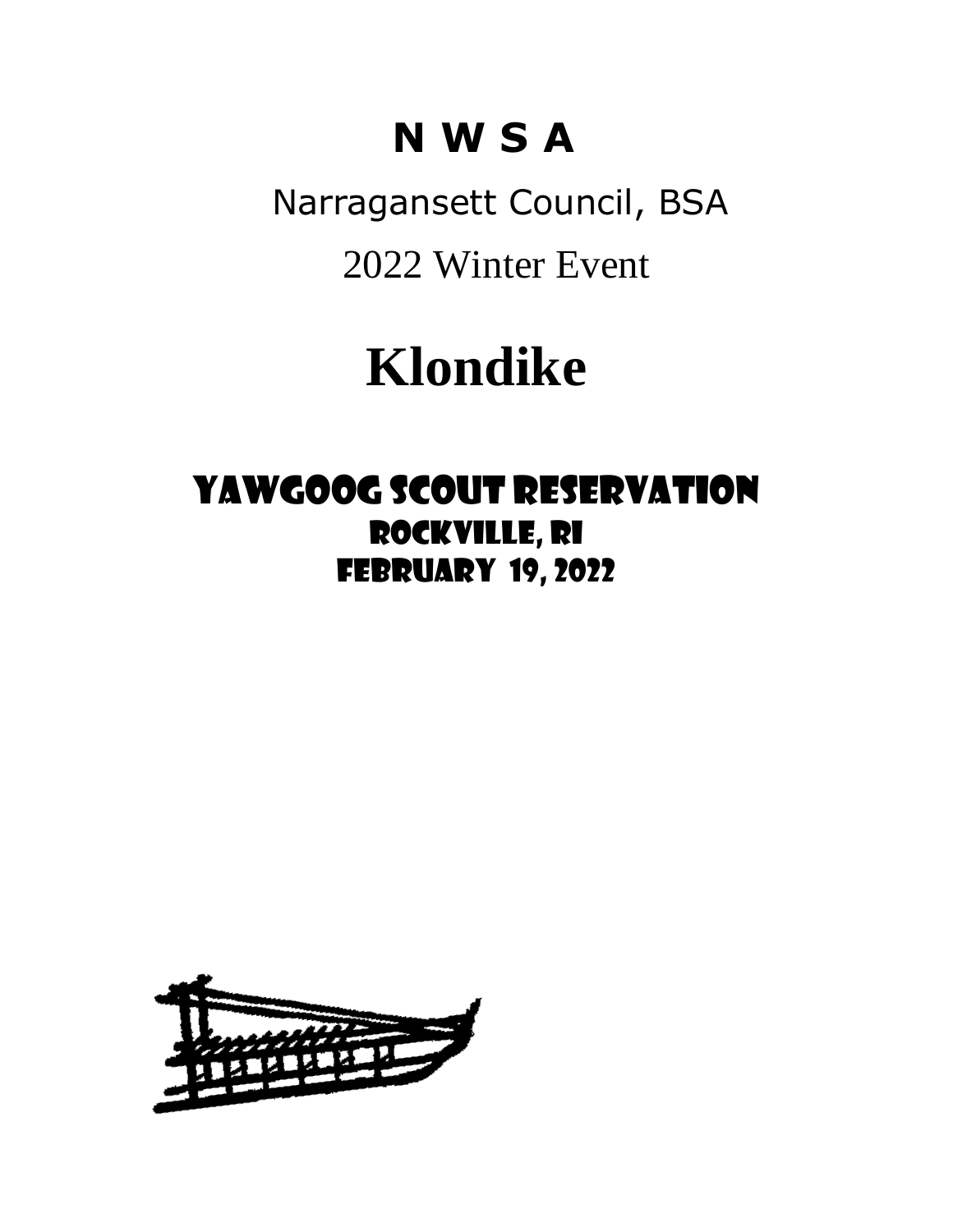# N W S A

Narragansett Council, BSA

2022 Winter Event

# Klondike

## YAWGOOG SCOUT RESERVATION

### ROCKVILLE, RI

### FEBRUARY 19, 2022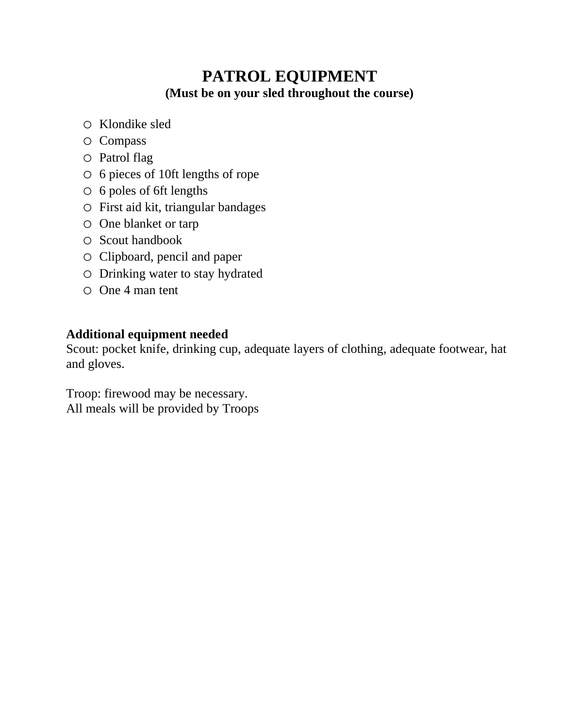# PATROL EQUIPMENT

**(Must be on your sled throughout the course)**

- Klondike sled
- Compass
- Patrol flag
- 6 pieces of 10ft lengths of rope
- 6 poles of 6ft lengths
- First aid kit, triangular bandages
- One blanket or tarp
- Scout handbook
- Clipboard, pencil and paper
- Drinking water to stay hydrated
- One 4 man tent

**Additional equipment needed**

Scout: pocket knife, drinking cup, adequate layers of clothing, adequate footwear, hat and gloves.

Troop: firewood may be necessary.
All meals will be provided by Troops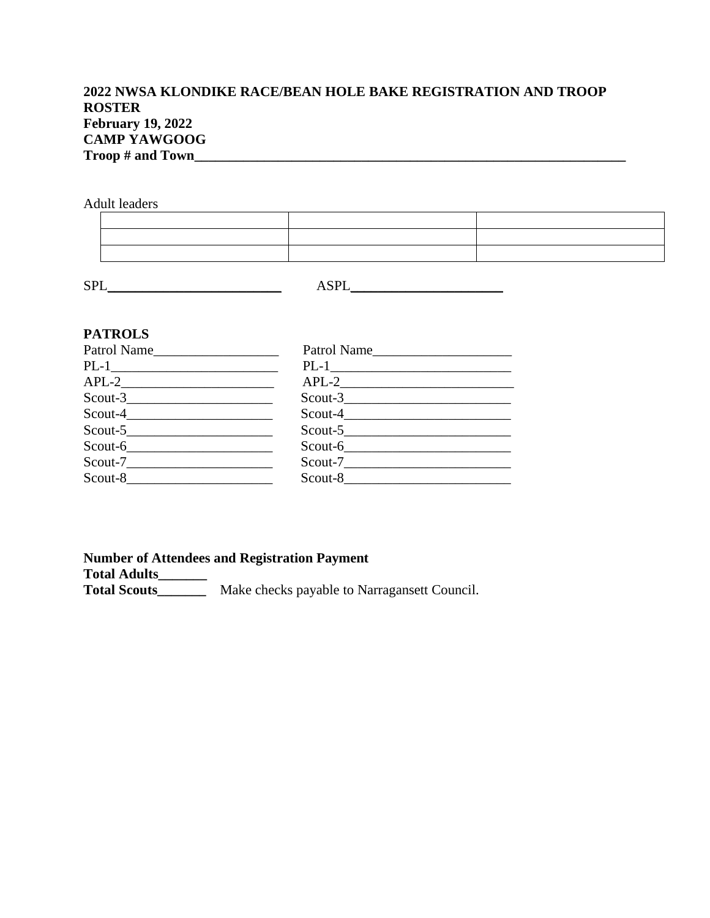**2022 NWSA KLONDIKE RACE/BEAN HOLE BAKE REGISTRATION AND TROOP ROSTER**
**February 19, 2022**
**CAMP YAWGOOG**
**Troop # and Town**________________________________________________________________

Adult leaders

| | | |
|---|---|---|
| | | |
| | | |
| | | |

SPL__________________________ ASPL_______________________

**PATROLS**

| | |
|---|---|
| Patrol Name__________________ | Patrol Name____________________ |
| PL-1________________________ | PL-1__________________________ |
| APL-2______________________ | APL-2_________________________ |
| Scout-3_____________________ | Scout-3________________________ |
| Scout-4_____________________ | Scout-4________________________ |
| Scout-5_____________________ | Scout-5________________________ |
| Scout-6_____________________ | Scout-6________________________ |
| Scout-7_____________________ | Scout-7________________________ |
| Scout-8_____________________ | Scout-8________________________ |

**Number of Attendees and Registration Payment**
**Total Adults_______**
**Total Scouts_______** Make checks payable to Narragansett Council.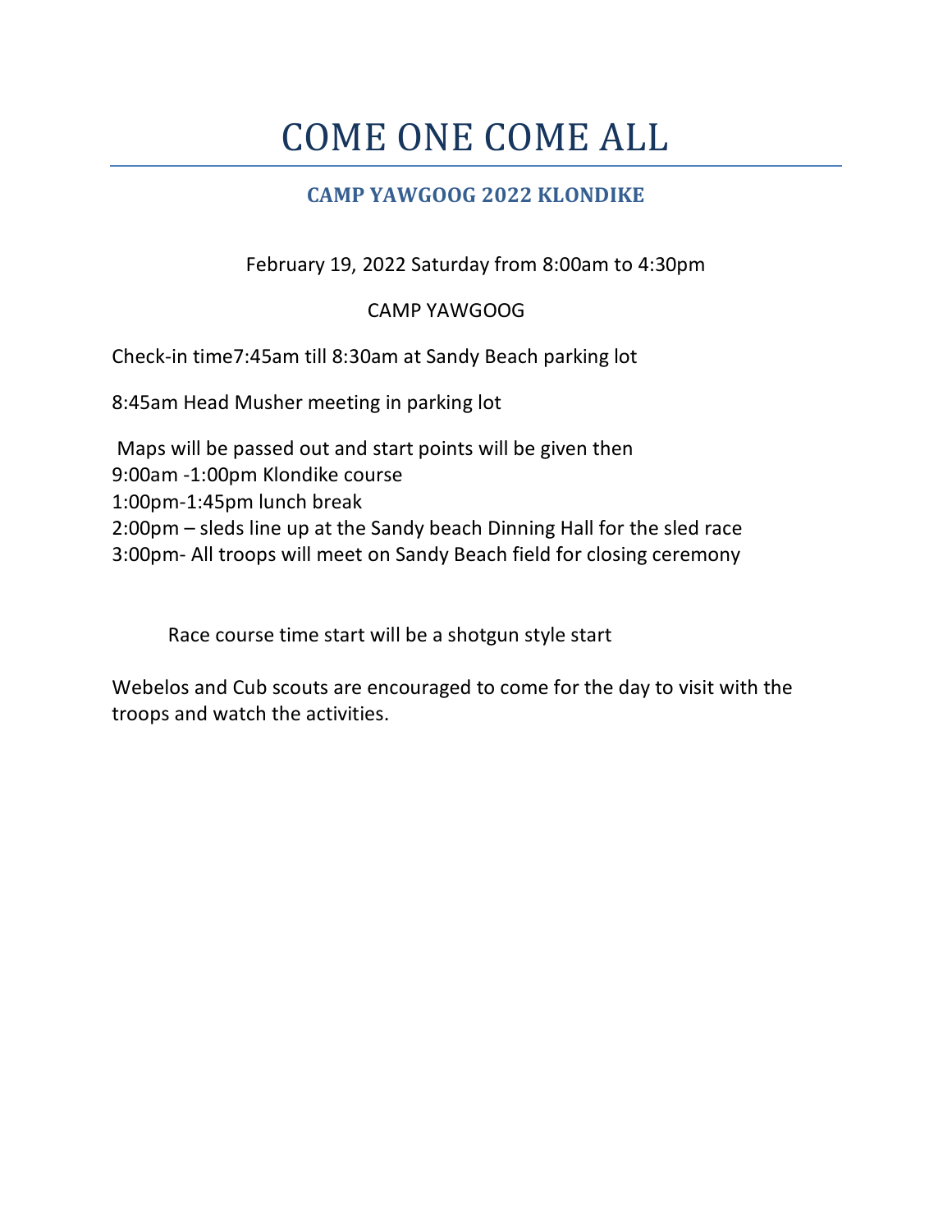# COME ONE COME ALL

## CAMP YAWGOOG 2022 KLONDIKE

February 19, 2022 Saturday from 8:00am to 4:30pm

CAMP YAWGOOG

Check-in time7:45am till 8:30am at Sandy Beach parking lot

8:45am Head Musher meeting in parking lot

Maps will be passed out and start points will be given then
9:00am -1:00pm Klondike course
1:00pm-1:45pm lunch break
2:00pm – sleds line up at the Sandy beach Dinning Hall for the sled race
3:00pm- All troops will meet on Sandy Beach field for closing ceremony

Race course time start will be a shotgun style start

Webelos and Cub scouts are encouraged to come for the day to visit with the troops and watch the activities.